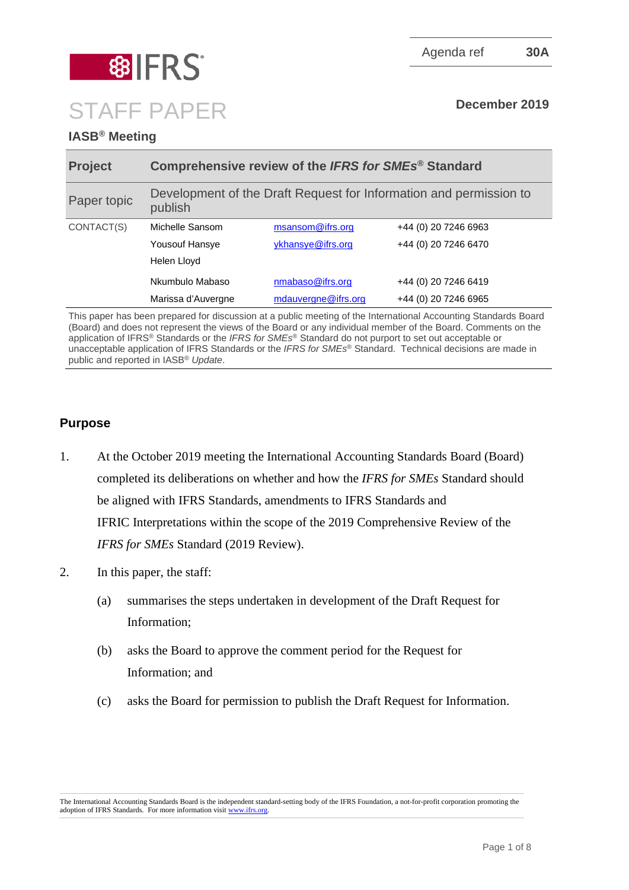IFRS

Agenda ref **30A**

# STAFF PAPER

**December 2019**

**IASB® Meeting**

| **Project** | **Comprehensive review of the *IFRS for SMEs®* Standard** | | |
|---|---|---|---|
| Paper topic | Development of the Draft Request for Information and permission to publish | | |
| CONTACT(S) | Michelle Sansom | msansom@ifrs.org | +44 (0) 20 7246 6963 |
| | Yousouf Hansye | ykhansye@ifrs.org | +44 (0) 20 7246 6470 |
| | Helen Lloyd | | |
| | Nkumbulo Mabaso | nmabaso@ifrs.org | +44 (0) 20 7246 6419 |
| | Marissa d'Auvergne | mdauvergne@ifrs.org | +44 (0) 20 7246 6965 |

This paper has been prepared for discussion at a public meeting of the International Accounting Standards Board (Board) and does not represent the views of the Board or any individual member of the Board. Comments on the application of IFRS® Standards or the *IFRS for SMEs®* Standard do not purport to set out acceptable or unacceptable application of IFRS Standards or the *IFRS for SMEs®* Standard. Technical decisions are made in public and reported in IASB® *Update*.

## Purpose

1. At the October 2019 meeting the International Accounting Standards Board (Board) completed its deliberations on whether and how the *IFRS for SMEs* Standard should be aligned with IFRS Standards, amendments to IFRS Standards and IFRIC Interpretations within the scope of the 2019 Comprehensive Review of the *IFRS for SMEs* Standard (2019 Review).

2. In this paper, the staff:
   (a) summarises the steps undertaken in development of the Draft Request for Information;
   (b) asks the Board to approve the comment period for the Request for Information; and
   (c) asks the Board for permission to publish the Draft Request for Information.

The International Accounting Standards Board is the independent standard-setting body of the IFRS Foundation, a not-for-profit corporation promoting the adoption of IFRS Standards. For more information visit www.ifrs.org.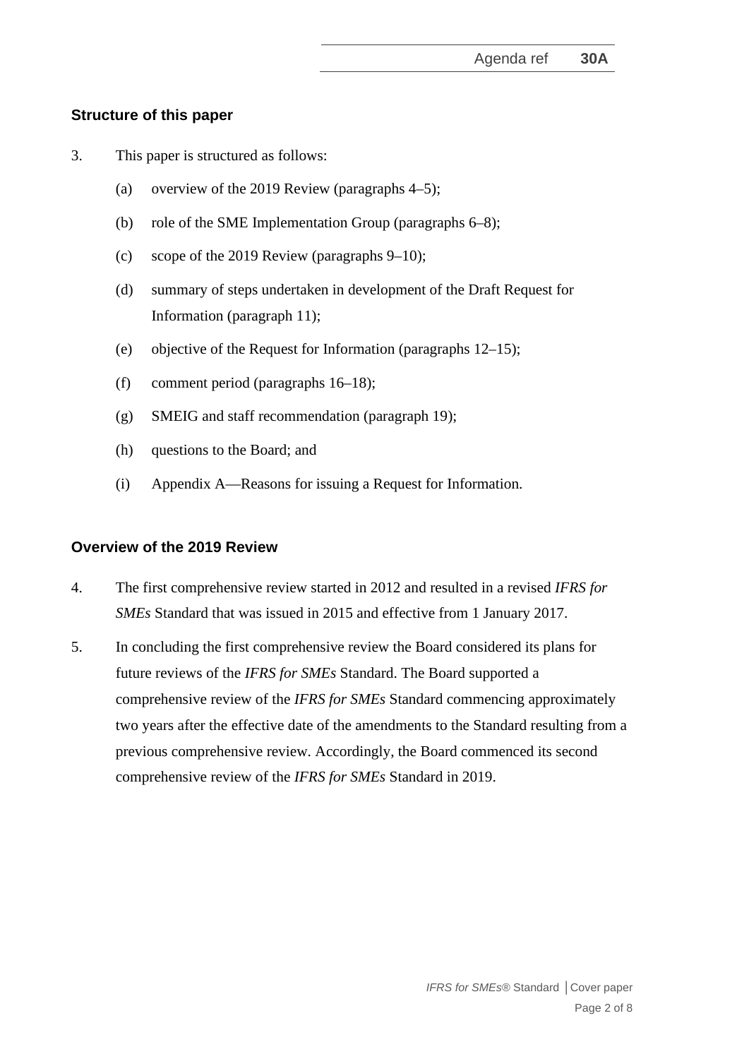## Structure of this paper

3. This paper is structured as follows:

   (a) overview of the 2019 Review (paragraphs 4–5);

   (b) role of the SME Implementation Group (paragraphs 6–8);

   (c) scope of the 2019 Review (paragraphs 9–10);

   (d) summary of steps undertaken in development of the Draft Request for Information (paragraph 11);

   (e) objective of the Request for Information (paragraphs 12–15);

   (f) comment period (paragraphs 16–18);

   (g) SMEIG and staff recommendation (paragraph 19);

   (h) questions to the Board; and

   (i) Appendix A—Reasons for issuing a Request for Information.

## Overview of the 2019 Review

4. The first comprehensive review started in 2012 and resulted in a revised *IFRS for SMEs* Standard that was issued in 2015 and effective from 1 January 2017.

5. In concluding the first comprehensive review the Board considered its plans for future reviews of the *IFRS for SMEs* Standard. The Board supported a comprehensive review of the *IFRS for SMEs* Standard commencing approximately two years after the effective date of the amendments to the Standard resulting from a previous comprehensive review. Accordingly, the Board commenced its second comprehensive review of the *IFRS for SMEs* Standard in 2019.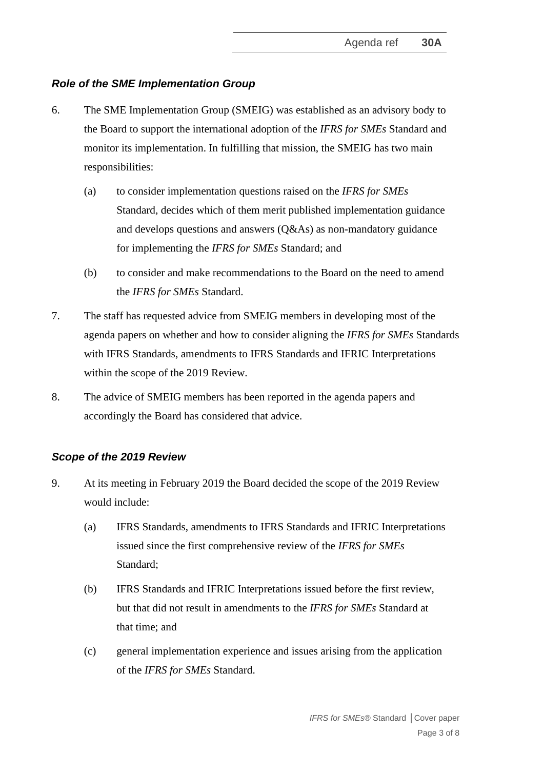### *Role of the SME Implementation Group*

6. The SME Implementation Group (SMEIG) was established as an advisory body to the Board to support the international adoption of the *IFRS for SMEs* Standard and monitor its implementation. In fulfilling that mission, the SMEIG has two main responsibilities:

   (a) to consider implementation questions raised on the *IFRS for SMEs* Standard, decides which of them merit published implementation guidance and develops questions and answers (Q&As) as non-mandatory guidance for implementing the *IFRS for SMEs* Standard; and

   (b) to consider and make recommendations to the Board on the need to amend the *IFRS for SMEs* Standard.

7. The staff has requested advice from SMEIG members in developing most of the agenda papers on whether and how to consider aligning the *IFRS for SMEs* Standards with IFRS Standards, amendments to IFRS Standards and IFRIC Interpretations within the scope of the 2019 Review.

8. The advice of SMEIG members has been reported in the agenda papers and accordingly the Board has considered that advice.

### *Scope of the 2019 Review*

9. At its meeting in February 2019 the Board decided the scope of the 2019 Review would include:

   (a) IFRS Standards, amendments to IFRS Standards and IFRIC Interpretations issued since the first comprehensive review of the *IFRS for SMEs* Standard;

   (b) IFRS Standards and IFRIC Interpretations issued before the first review, but that did not result in amendments to the *IFRS for SMEs* Standard at that time; and

   (c) general implementation experience and issues arising from the application of the *IFRS for SMEs* Standard.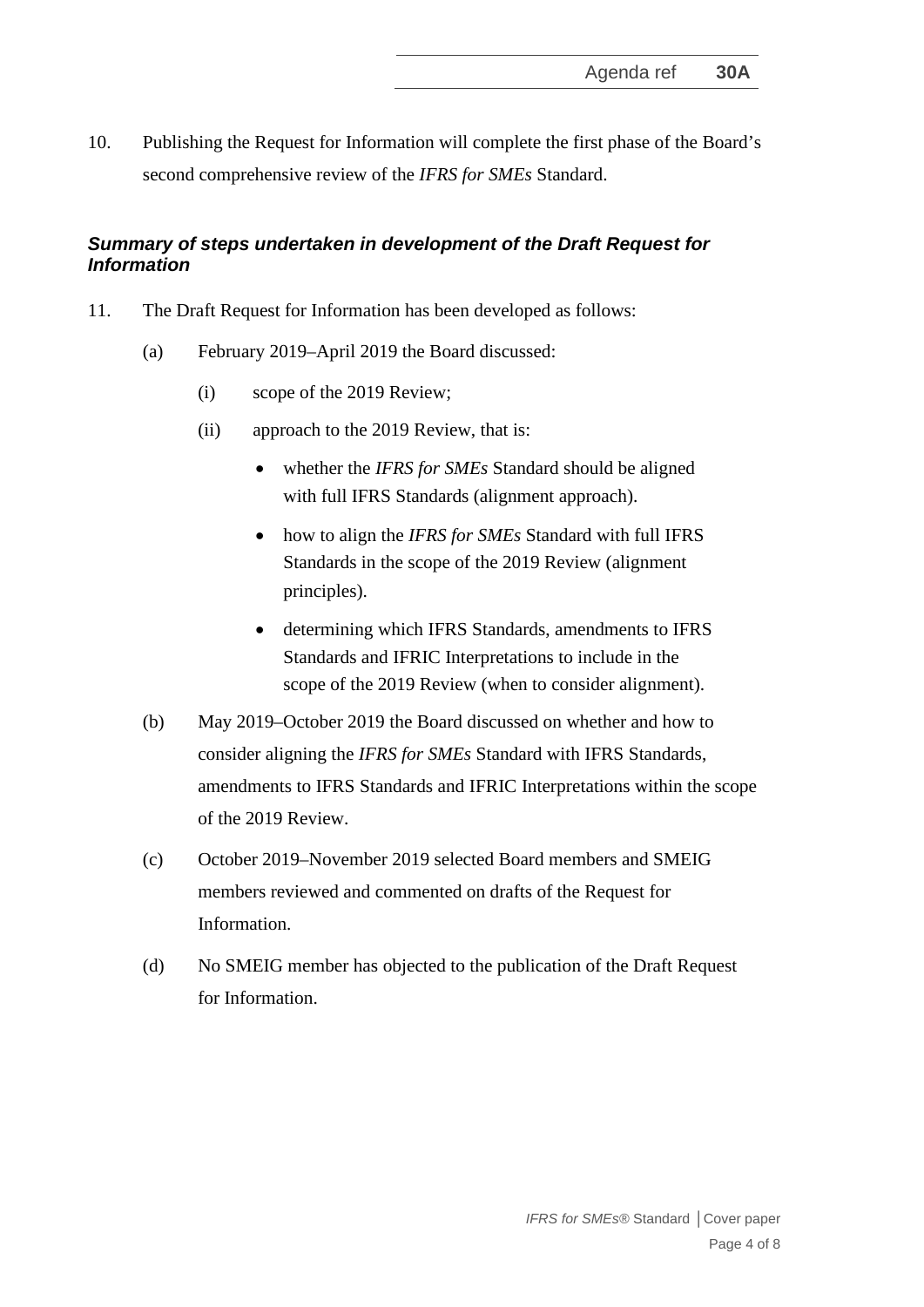10. Publishing the Request for Information will complete the first phase of the Board's second comprehensive review of the *IFRS for SMEs* Standard.

### *Summary of steps undertaken in development of the Draft Request for Information*

11. The Draft Request for Information has been developed as follows:

    (a) February 2019–April 2019 the Board discussed:

        (i) scope of the 2019 Review;

        (ii) approach to the 2019 Review, that is:

        - whether the *IFRS for SMEs* Standard should be aligned with full IFRS Standards (alignment approach).
        - how to align the *IFRS for SMEs* Standard with full IFRS Standards in the scope of the 2019 Review (alignment principles).
        - determining which IFRS Standards, amendments to IFRS Standards and IFRIC Interpretations to include in the scope of the 2019 Review (when to consider alignment).

    (b) May 2019–October 2019 the Board discussed on whether and how to consider aligning the *IFRS for SMEs* Standard with IFRS Standards, amendments to IFRS Standards and IFRIC Interpretations within the scope of the 2019 Review.

    (c) October 2019–November 2019 selected Board members and SMEIG members reviewed and commented on drafts of the Request for Information.

    (d) No SMEIG member has objected to the publication of the Draft Request for Information.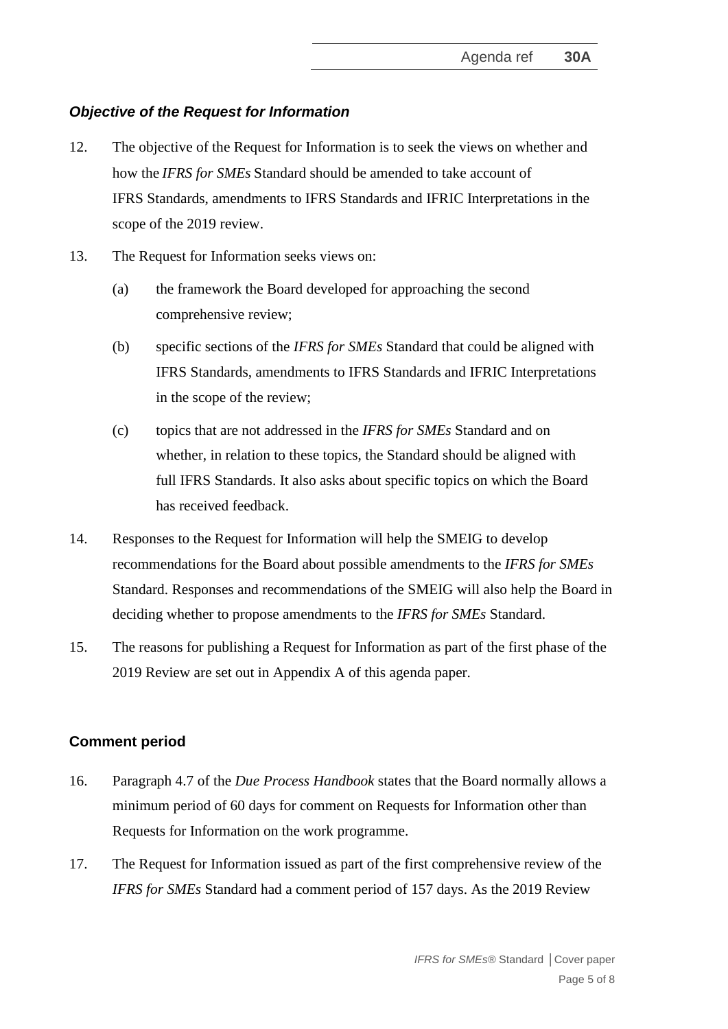### *Objective of the Request for Information*

12. The objective of the Request for Information is to seek the views on whether and how the *IFRS for SMEs* Standard should be amended to take account of IFRS Standards, amendments to IFRS Standards and IFRIC Interpretations in the scope of the 2019 review.

13. The Request for Information seeks views on:

    (a) the framework the Board developed for approaching the second comprehensive review;

    (b) specific sections of the *IFRS for SMEs* Standard that could be aligned with IFRS Standards, amendments to IFRS Standards and IFRIC Interpretations in the scope of the review;

    (c) topics that are not addressed in the *IFRS for SMEs* Standard and on whether, in relation to these topics, the Standard should be aligned with full IFRS Standards. It also asks about specific topics on which the Board has received feedback.

14. Responses to the Request for Information will help the SMEIG to develop recommendations for the Board about possible amendments to the *IFRS for SMEs* Standard. Responses and recommendations of the SMEIG will also help the Board in deciding whether to propose amendments to the *IFRS for SMEs* Standard.

15. The reasons for publishing a Request for Information as part of the first phase of the 2019 Review are set out in Appendix A of this agenda paper.

### Comment period

16. Paragraph 4.7 of the *Due Process Handbook* states that the Board normally allows a minimum period of 60 days for comment on Requests for Information other than Requests for Information on the work programme.

17. The Request for Information issued as part of the first comprehensive review of the *IFRS for SMEs* Standard had a comment period of 157 days. As the 2019 Review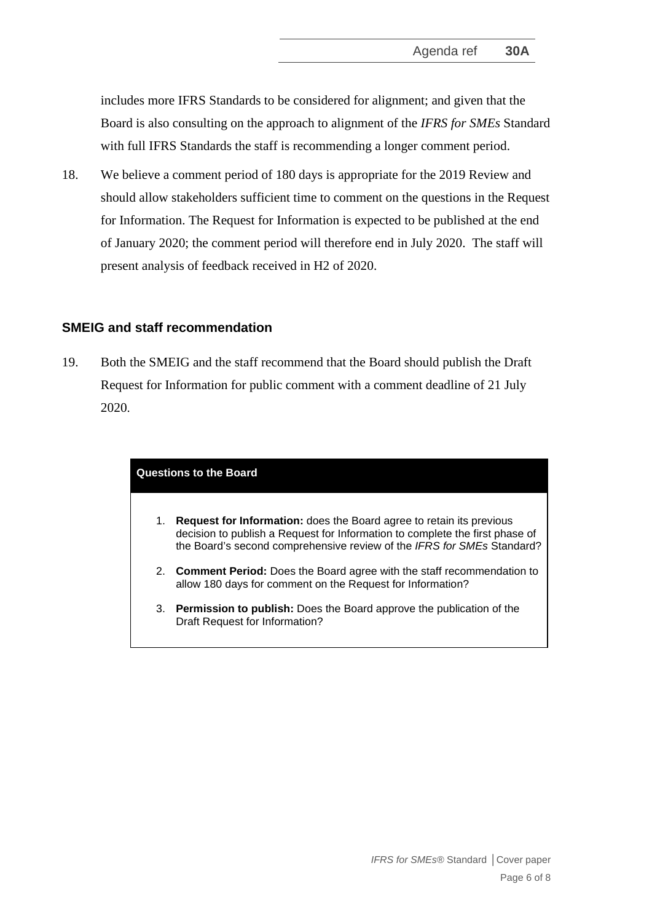includes more IFRS Standards to be considered for alignment; and given that the Board is also consulting on the approach to alignment of the *IFRS for SMEs* Standard with full IFRS Standards the staff is recommending a longer comment period.

18. We believe a comment period of 180 days is appropriate for the 2019 Review and should allow stakeholders sufficient time to comment on the questions in the Request for Information. The Request for Information is expected to be published at the end of January 2020; the comment period will therefore end in July 2020. The staff will present analysis of feedback received in H2 of 2020.

## SMEIG and staff recommendation

19. Both the SMEIG and the staff recommend that the Board should publish the Draft Request for Information for public comment with a comment deadline of 21 July 2020.

**Questions to the Board**

1. **Request for Information:** does the Board agree to retain its previous decision to publish a Request for Information to complete the first phase of the Board's second comprehensive review of the *IFRS for SMEs* Standard?
2. **Comment Period:** Does the Board agree with the staff recommendation to allow 180 days for comment on the Request for Information?
3. **Permission to publish:** Does the Board approve the publication of the Draft Request for Information?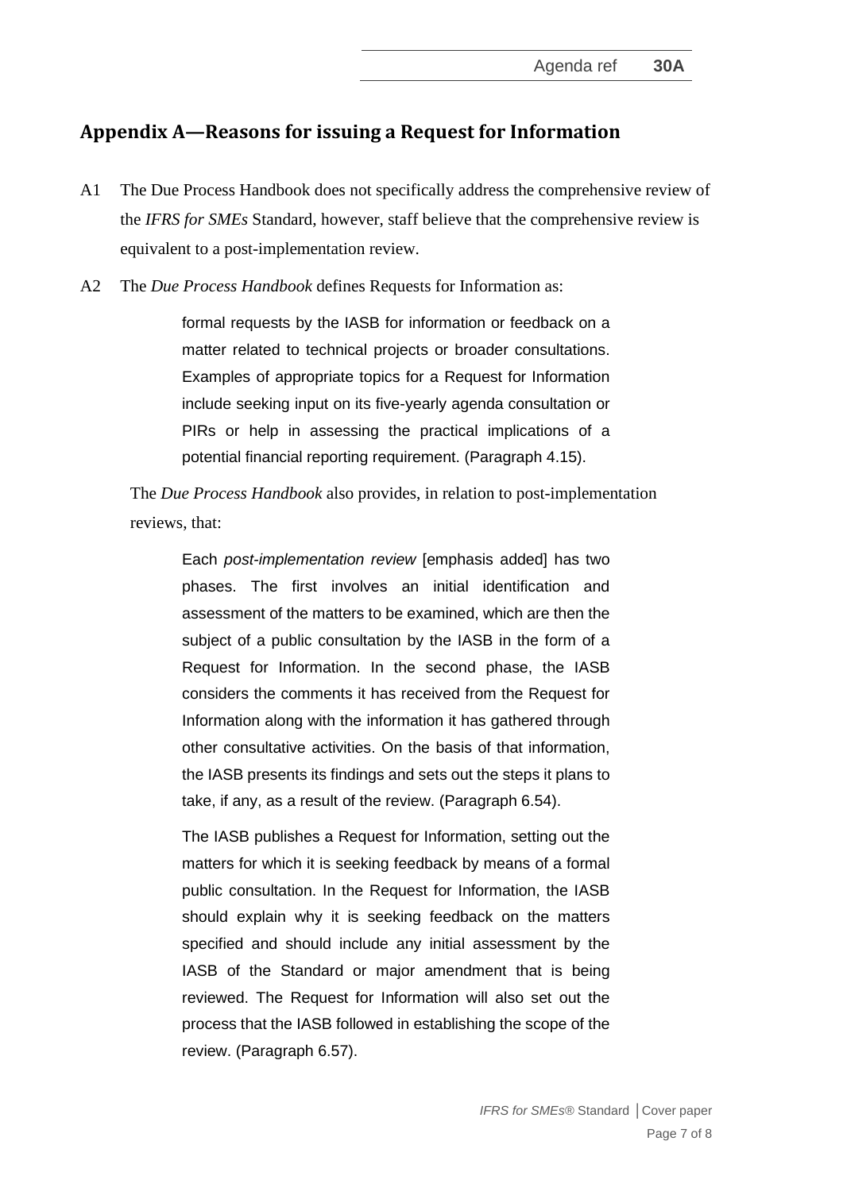## Appendix A—Reasons for issuing a Request for Information

A1 The Due Process Handbook does not specifically address the comprehensive review of the *IFRS for SMEs* Standard, however, staff believe that the comprehensive review is equivalent to a post-implementation review.

A2 The *Due Process Handbook* defines Requests for Information as:

> formal requests by the IASB for information or feedback on a matter related to technical projects or broader consultations. Examples of appropriate topics for a Request for Information include seeking input on its five-yearly agenda consultation or PIRs or help in assessing the practical implications of a potential financial reporting requirement. (Paragraph 4.15).

The *Due Process Handbook* also provides, in relation to post-implementation reviews, that:

> Each *post-implementation review* [emphasis added] has two phases. The first involves an initial identification and assessment of the matters to be examined, which are then the subject of a public consultation by the IASB in the form of a Request for Information. In the second phase, the IASB considers the comments it has received from the Request for Information along with the information it has gathered through other consultative activities. On the basis of that information, the IASB presents its findings and sets out the steps it plans to take, if any, as a result of the review. (Paragraph 6.54).
>
> The IASB publishes a Request for Information, setting out the matters for which it is seeking feedback by means of a formal public consultation. In the Request for Information, the IASB should explain why it is seeking feedback on the matters specified and should include any initial assessment by the IASB of the Standard or major amendment that is being reviewed. The Request for Information will also set out the process that the IASB followed in establishing the scope of the review. (Paragraph 6.57).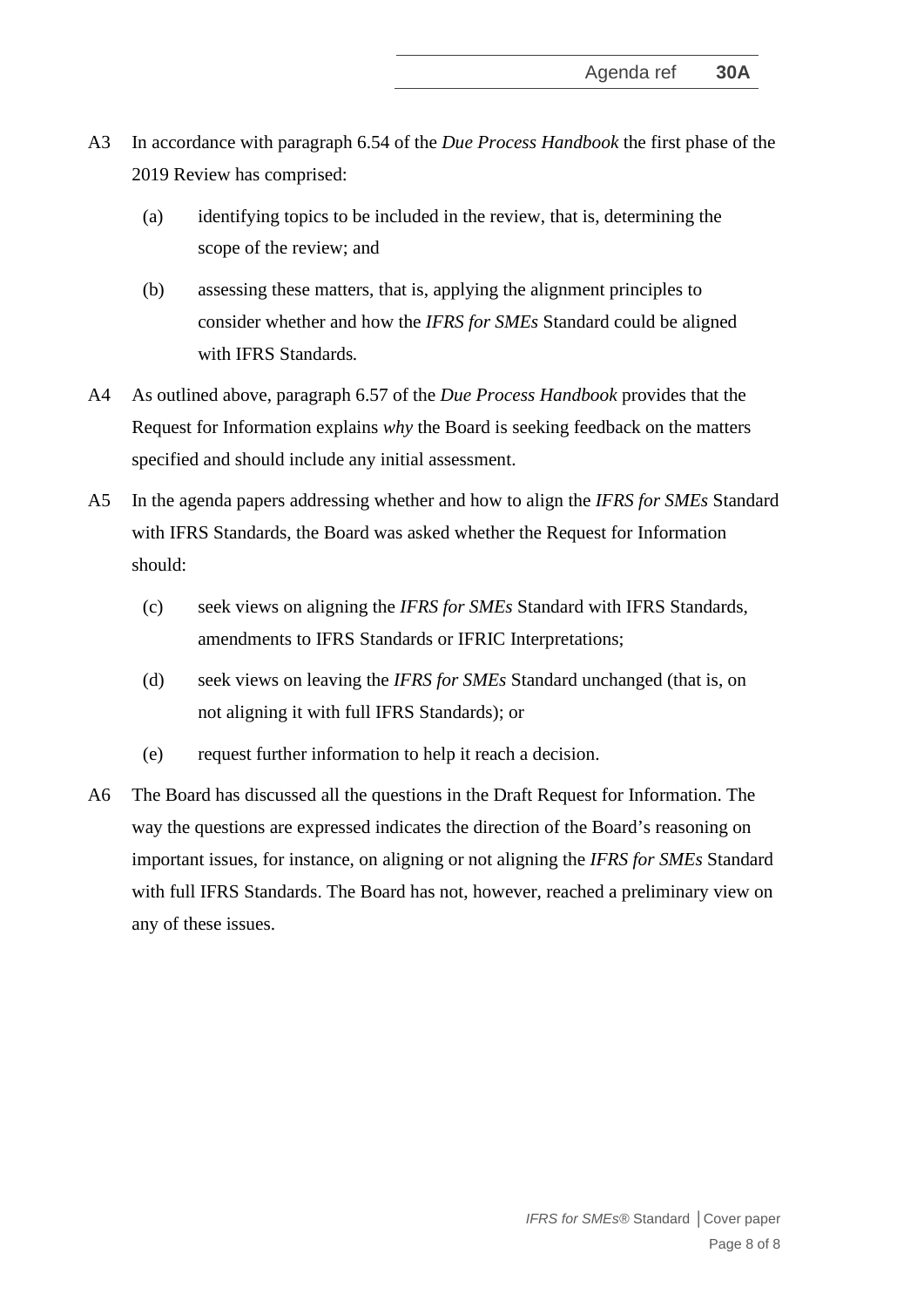A3 In accordance with paragraph 6.54 of the *Due Process Handbook* the first phase of the 2019 Review has comprised:

(a) identifying topics to be included in the review, that is, determining the scope of the review; and

(b) assessing these matters, that is, applying the alignment principles to consider whether and how the *IFRS for SMEs* Standard could be aligned with IFRS Standards.

A4 As outlined above, paragraph 6.57 of the *Due Process Handbook* provides that the Request for Information explains *why* the Board is seeking feedback on the matters specified and should include any initial assessment.

A5 In the agenda papers addressing whether and how to align the *IFRS for SMEs* Standard with IFRS Standards, the Board was asked whether the Request for Information should:

(c) seek views on aligning the *IFRS for SMEs* Standard with IFRS Standards, amendments to IFRS Standards or IFRIC Interpretations;

(d) seek views on leaving the *IFRS for SMEs* Standard unchanged (that is, on not aligning it with full IFRS Standards); or

(e) request further information to help it reach a decision.

A6 The Board has discussed all the questions in the Draft Request for Information. The way the questions are expressed indicates the direction of the Board's reasoning on important issues, for instance, on aligning or not aligning the *IFRS for SMEs* Standard with full IFRS Standards. The Board has not, however, reached a preliminary view on any of these issues.